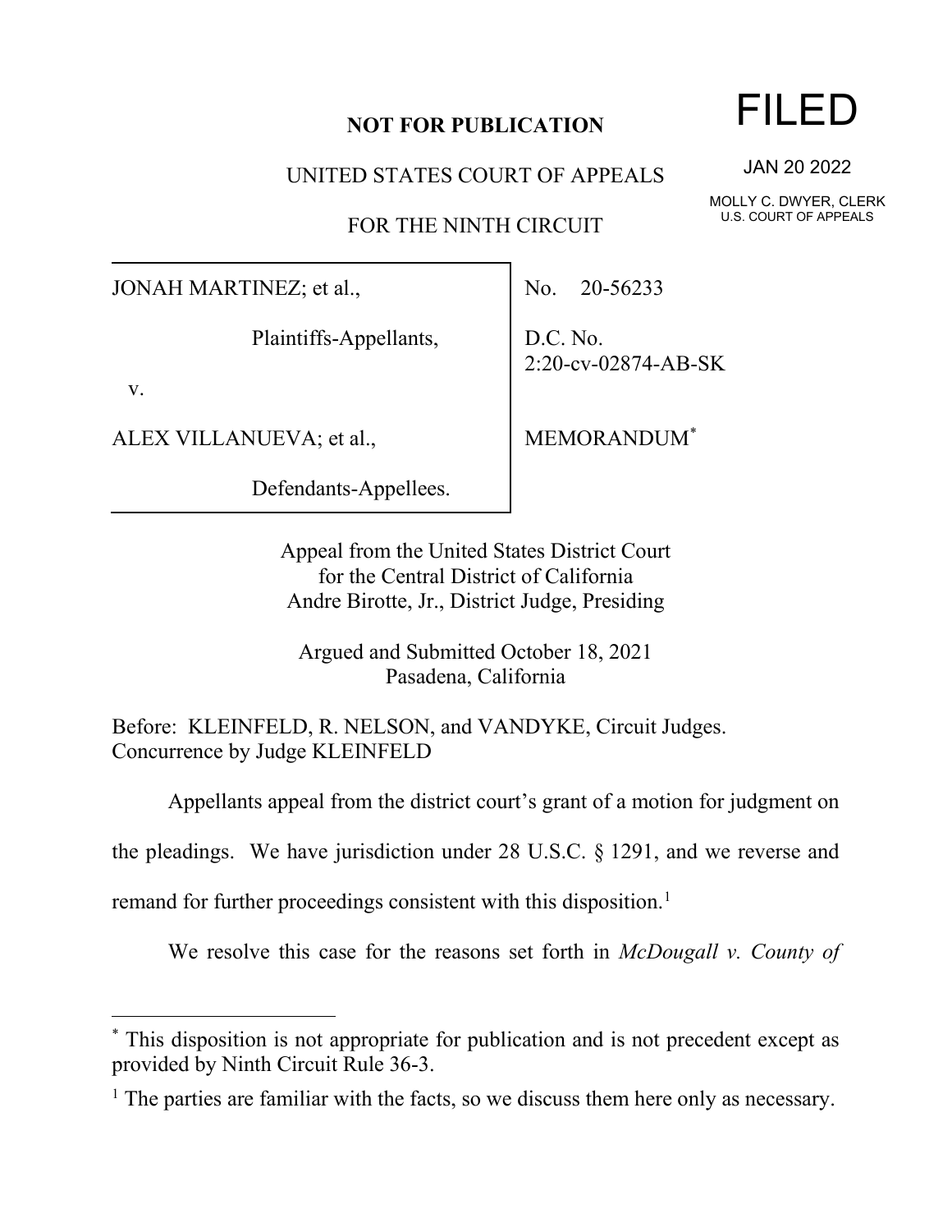**NOT FOR PUBLICATION**

# FILED

JAN 20 2022

MOLLY C. DWYER, CLERK
U.S. COURT OF APPEALS

UNITED STATES COURT OF APPEALS

FOR THE NINTH CIRCUIT

| | |
|---|---|
| JONAH MARTINEZ; et al.,<br><br>Plaintiffs-Appellants,<br><br>v.<br><br>ALEX VILLANUEVA; et al.,<br><br>Defendants-Appellees. | No. 20-56233<br><br>D.C. No.<br>2:20-cv-02874-AB-SK<br><br>MEMORANDUM* |

Appeal from the United States District Court
for the Central District of California
Andre Birotte, Jr., District Judge, Presiding

Argued and Submitted October 18, 2021
Pasadena, California

Before: KLEINFELD, R. NELSON, and VANDYKE, Circuit Judges.
Concurrence by Judge KLEINFELD

Appellants appeal from the district court's grant of a motion for judgment on the pleadings. We have jurisdiction under 28 U.S.C. § 1291, and we reverse and remand for further proceedings consistent with this disposition.[1]

We resolve this case for the reasons set forth in *McDougall v. County of*

---

* This disposition is not appropriate for publication and is not precedent except as provided by Ninth Circuit Rule 36-3.

[1] The parties are familiar with the facts, so we discuss them here only as necessary.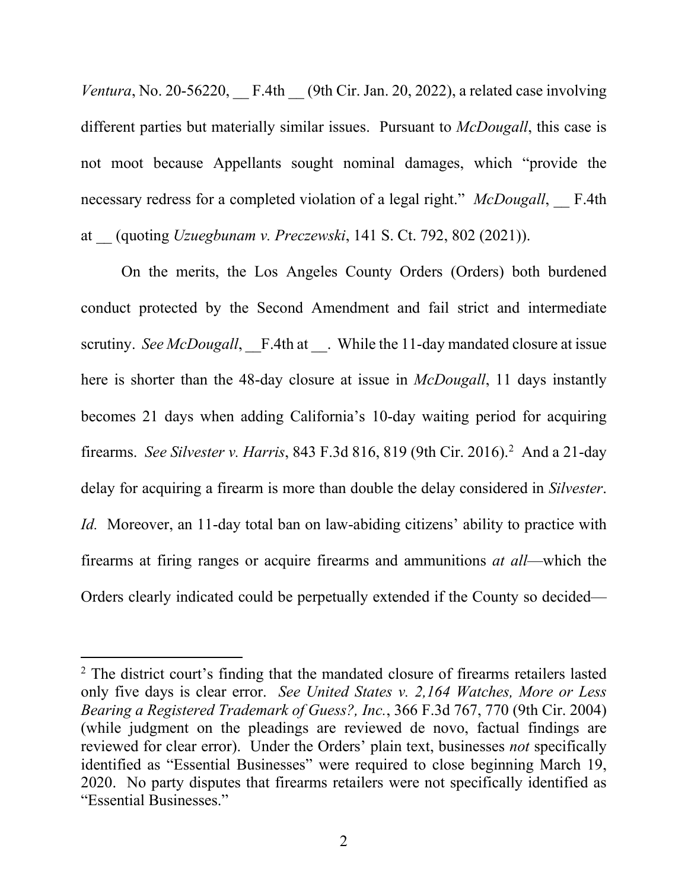*Ventura*, No. 20-56220, __ F.4th __ (9th Cir. Jan. 20, 2022), a related case involving different parties but materially similar issues. Pursuant to *McDougall*, this case is not moot because Appellants sought nominal damages, which "provide the necessary redress for a completed violation of a legal right." *McDougall*, __ F.4th at __ (quoting *Uzuegbunam v. Preczewski*, 141 S. Ct. 792, 802 (2021)).

On the merits, the Los Angeles County Orders (Orders) both burdened conduct protected by the Second Amendment and fail strict and intermediate scrutiny. *See McDougall*, __F.4th at __. While the 11-day mandated closure at issue here is shorter than the 48-day closure at issue in *McDougall*, 11 days instantly becomes 21 days when adding California's 10-day waiting period for acquiring firearms. *See Silvester v. Harris*, 843 F.3d 816, 819 (9th Cir. 2016).[2] And a 21-day delay for acquiring a firearm is more than double the delay considered in *Silvester*. *Id.* Moreover, an 11-day total ban on law-abiding citizens' ability to practice with firearms at firing ranges or acquire firearms and ammunitions *at all*—which the Orders clearly indicated could be perpetually extended if the County so decided—

---

[2] The district court's finding that the mandated closure of firearms retailers lasted only five days is clear error. *See United States v. 2,164 Watches, More or Less Bearing a Registered Trademark of Guess?, Inc.*, 366 F.3d 767, 770 (9th Cir. 2004) (while judgment on the pleadings are reviewed de novo, factual findings are reviewed for clear error). Under the Orders' plain text, businesses *not* specifically identified as "Essential Businesses" were required to close beginning March 19, 2020. No party disputes that firearms retailers were not specifically identified as "Essential Businesses."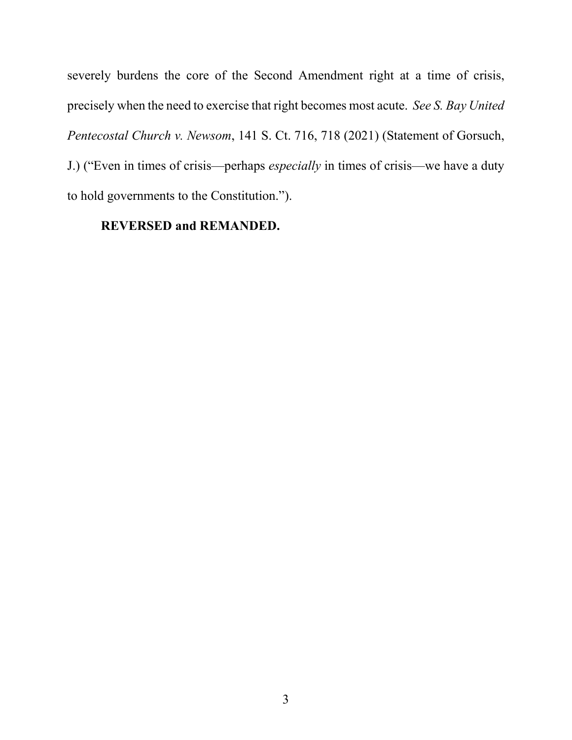severely burdens the core of the Second Amendment right at a time of crisis, precisely when the need to exercise that right becomes most acute. *See S. Bay United Pentecostal Church v. Newsom*, 141 S. Ct. 716, 718 (2021) (Statement of Gorsuch, J.) ("Even in times of crisis—perhaps *especially* in times of crisis—we have a duty to hold governments to the Constitution.").

**REVERSED and REMANDED.**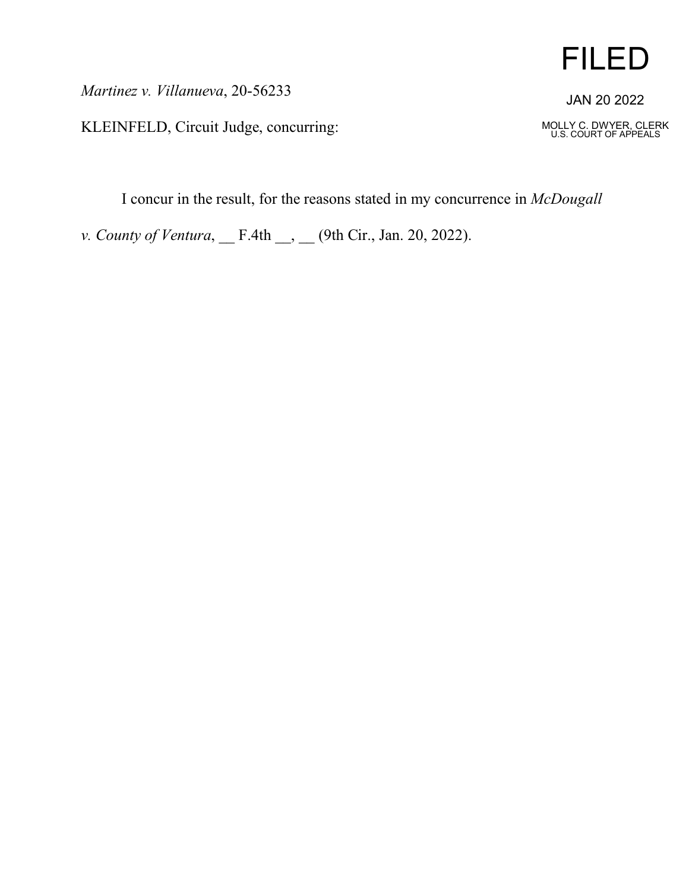FILED

JAN 20 2022

MOLLY C. DWYER, CLERK
U.S. COURT OF APPEALS

*Martinez v. Villanueva*, 20-56233

KLEINFELD, Circuit Judge, concurring:

I concur in the result, for the reasons stated in my concurrence in *McDougall v. County of Ventura*, __ F.4th __, __ (9th Cir., Jan. 20, 2022).